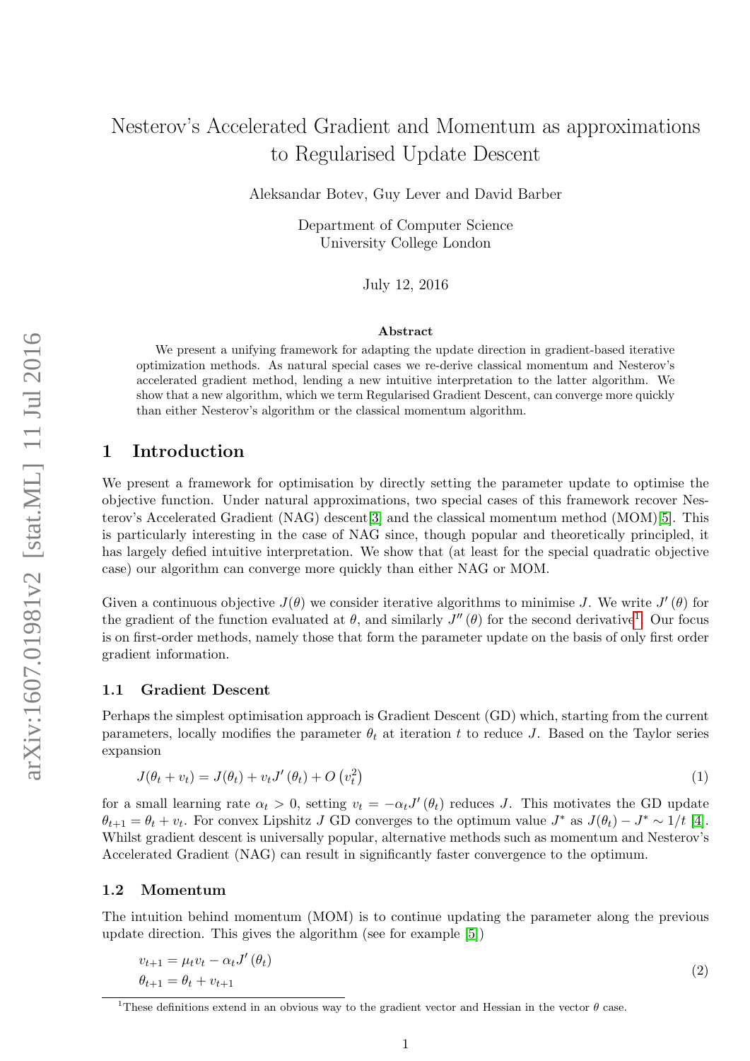// Nesterov's Accelerated Gradient and Momentum as approximations to Regularised Update Descent

Aleksandar Botev, Guy Lever and David Barber

Department of Computer Science
University College London

July 12, 2016

**Abstract**

We present a unifying framework for adapting the update direction in gradient-based iterative optimization methods. As natural special cases we re-derive classical momentum and Nesterov's accelerated gradient method, lending a new intuitive interpretation to the latter algorithm. We show that a new algorithm, which we term Regularised Gradient Descent, can converge more quickly than either Nesterov's algorithm or the classical momentum algorithm.

## 1 Introduction

We present a framework for optimisation by directly setting the parameter update to optimise the objective function. Under natural approximations, two special cases of this framework recover Nesterov's Accelerated Gradient (NAG) descent[3] and the classical momentum method (MOM)[5]. This is particularly interesting in the case of NAG since, though popular and theoretically principled, it has largely defied intuitive interpretation. We show that (at least for the special quadratic objective case) our algorithm can converge more quickly than either NAG or MOM.

Given a continuous objective $J(\theta)$ we consider iterative algorithms to minimise $J$. We write $J'(\theta)$ for the gradient of the function evaluated at $\theta$, and similarly $J''(\theta)$ for the second derivative[1]. Our focus is on first-order methods, namely those that form the parameter update on the basis of only first order gradient information.

### 1.1 Gradient Descent

Perhaps the simplest optimisation approach is Gradient Descent (GD) which, starting from the current parameters, locally modifies the parameter $\theta_t$ at iteration $t$ to reduce $J$. Based on the Taylor series expansion

$$J(\theta_t + v_t) = J(\theta_t) + v_t J'(\theta_t) + O\left(v_t^2\right) \tag{1}$$

for a small learning rate $\alpha_t > 0$, setting $v_t = -\alpha_t J'(\theta_t)$ reduces $J$. This motivates the GD update $\theta_{t+1} = \theta_t + v_t$. For convex Lipshitz $J$ GD converges to the optimum value $J^*$ as $J(\theta_t) - J^* \sim 1/t$ [4]. Whilst gradient descent is universally popular, alternative methods such as momentum and Nesterov's Accelerated Gradient (NAG) can result in significantly faster convergence to the optimum.

### 1.2 Momentum

The intuition behind momentum (MOM) is to continue updating the parameter along the previous update direction. This gives the algorithm (see for example [5])

$$\begin{aligned} v_{t+1} &= \mu_t v_t - \alpha_t J'(\theta_t) \\ \theta_{t+1} &= \theta_t + v_{t+1} \end{aligned} \tag{2}$$

[1] These definitions extend in an obvious way to the gradient vector and Hessian in the vector $\theta$ case.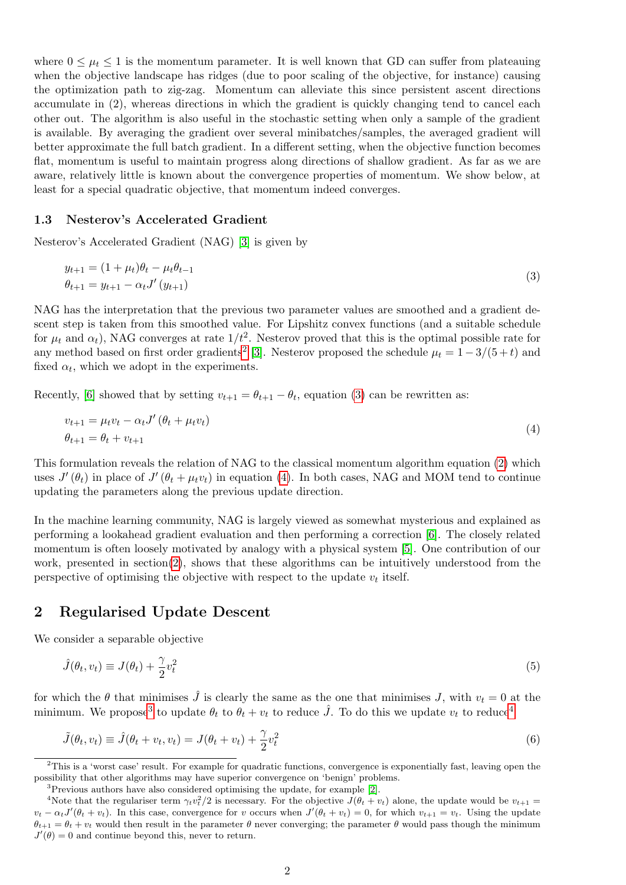where $0 \leq \mu_t \leq 1$ is the momentum parameter. It is well known that GD can suffer from plateauing when the objective landscape has ridges (due to poor scaling of the objective, for instance) causing the optimization path to zig-zag. Momentum can alleviate this since persistent ascent directions accumulate in (2), whereas directions in which the gradient is quickly changing tend to cancel each other out. The algorithm is also useful in the stochastic setting when only a sample of the gradient is available. By averaging the gradient over several minibatches/samples, the averaged gradient will better approximate the full batch gradient. In a different setting, when the objective function becomes flat, momentum is useful to maintain progress along directions of shallow gradient. As far as we are aware, relatively little is known about the convergence properties of momentum. We show below, at least for a special quadratic objective, that momentum indeed converges.

### 1.3 Nesterov's Accelerated Gradient

Nesterov's Accelerated Gradient (NAG) [3] is given by

$$
\begin{aligned}
y_{t+1} &= (1+\mu_t)\theta_t - \mu_t\theta_{t-1} \\
\theta_{t+1} &= y_{t+1} - \alpha_t J'\left(y_{t+1}\right)
\end{aligned}
\tag{3}
$$

NAG has the interpretation that the previous two parameter values are smoothed and a gradient descent step is taken from this smoothed value. For Lipshitz convex functions (and a suitable schedule for $\mu_t$ and $\alpha_t$), NAG converges at rate $1/t^2$. Nesterov proved that this is the optimal possible rate for any method based on first order gradients[2] [3]. Nesterov proposed the schedule $\mu_t = 1 - 3/(5+t)$ and fixed $\alpha_t$, which we adopt in the experiments.

Recently, [6] showed that by setting $v_{t+1} = \theta_{t+1} - \theta_t$, equation (3) can be rewritten as:

$$
\begin{aligned}
v_{t+1} &= \mu_t v_t - \alpha_t J'\left(\theta_t + \mu_t v_t\right) \\
\theta_{t+1} &= \theta_t + v_{t+1}
\end{aligned}
\tag{4}
$$

This formulation reveals the relation of NAG to the classical momentum algorithm equation (2) which uses $J'\left(\theta_t\right)$ in place of $J'\left(\theta_t + \mu_t v_t\right)$ in equation (4). In both cases, NAG and MOM tend to continue updating the parameters along the previous update direction.

In the machine learning community, NAG is largely viewed as somewhat mysterious and explained as performing a lookahead gradient evaluation and then performing a correction [6]. The closely related momentum is often loosely motivated by analogy with a physical system [5]. One contribution of our work, presented in section(2), shows that these algorithms can be intuitively understood from the perspective of optimising the objective with respect to the update $v_t$ itself.

## 2 Regularised Update Descent

We consider a separable objective

$$
\hat{J}(\theta_t, v_t) \equiv J(\theta_t) + \frac{\gamma}{2}v_t^2 \tag{5}
$$

for which the $\theta$ that minimises $\hat{J}$ is clearly the same as the one that minimises $J$, with $v_t = 0$ at the minimum. We propose[3] to update $\theta_t$ to $\theta_t + v_t$ to reduce $\hat{J}$. To do this we update $v_t$ to reduce[4]

$$
\tilde{J}(\theta_t, v_t) \equiv \hat{J}(\theta_t + v_t, v_t) = J(\theta_t + v_t) + \frac{\gamma}{2}v_t^2 \tag{6}
$$

[2] This is a 'worst case' result. For example for quadratic functions, convergence is exponentially fast, leaving open the possibility that other algorithms may have superior convergence on 'benign' problems.

[3] Previous authors have also considered optimising the update, for example [2].

[4] Note that the regulariser term $\gamma_t v_t^2/2$ is necessary. For the objective $J(\theta_t + v_t)$ alone, the update would be $v_{t+1} = v_t - \alpha_t J'(\theta_t + v_t)$. In this case, convergence for $v$ occurs when $J'(\theta_t + v_t) = 0$, for which $v_{t+1} = v_t$. Using the update $\theta_{t+1} = \theta_t + v_t$ would then result in the parameter $\theta$ never converging; the parameter $\theta$ would pass though the minimum $J'(\theta) = 0$ and continue beyond this, never to return.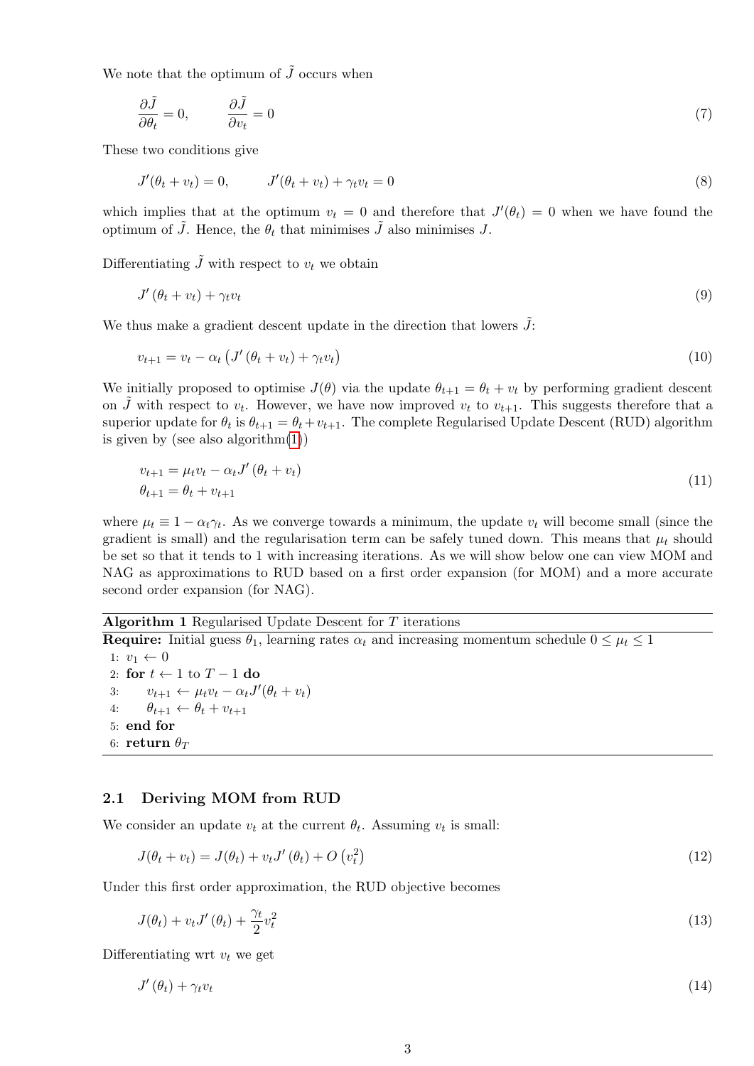We note that the optimum of $\tilde{J}$ occurs when

$$\frac{\partial \tilde{J}}{\partial \theta_t} = 0, \qquad \frac{\partial \tilde{J}}{\partial v_t} = 0 \tag{7}$$

These two conditions give

$$J'(\theta_t + v_t) = 0, \qquad J'(\theta_t + v_t) + \gamma_t v_t = 0 \tag{8}$$

which implies that at the optimum $v_t = 0$ and therefore that $J'(\theta_t) = 0$ when we have found the optimum of $\tilde{J}$. Hence, the $\theta_t$ that minimises $\tilde{J}$ also minimises $J$.

Differentiating $\tilde{J}$ with respect to $v_t$ we obtain

$$J'\left(\theta_t + v_t\right) + \gamma_t v_t \tag{9}$$

We thus make a gradient descent update in the direction that lowers $\tilde{J}$:

$$v_{t+1} = v_t - \alpha_t\left(J'\left(\theta_t + v_t\right) + \gamma_t v_t\right) \tag{10}$$

We initially proposed to optimise $J(\theta)$ via the update $\theta_{t+1} = \theta_t + v_t$ by performing gradient descent on $\tilde{J}$ with respect to $v_t$. However, we have now improved $v_t$ to $v_{t+1}$. This suggests therefore that a superior update for $\theta_t$ is $\theta_{t+1} = \theta_t + v_{t+1}$. The complete Regularised Update Descent (RUD) algorithm is given by (see also algorithm(1))

$$\begin{aligned} v_{t+1} &= \mu_t v_t - \alpha_t J'\left(\theta_t + v_t\right) \\ \theta_{t+1} &= \theta_t + v_{t+1} \end{aligned} \tag{11}$$

where $\mu_t \equiv 1 - \alpha_t \gamma_t$. As we converge towards a minimum, the update $v_t$ will become small (since the gradient is small) and the regularisation term can be safely tuned down. This means that $\mu_t$ should be set so that it tends to 1 with increasing iterations. As we will show below one can view MOM and NAG as approximations to RUD based on a first order expansion (for MOM) and a more accurate second order expansion (for NAG).

**Algorithm 1** Regularised Update Descent for $T$ iterations

**Require:** Initial guess $\theta_1$, learning rates $\alpha_t$ and increasing momentum schedule $0 \leq \mu_t \leq 1$

1: $v_1 \leftarrow 0$
2: **for** $t \leftarrow 1$ to $T - 1$ **do**
3: $\quad v_{t+1} \leftarrow \mu_t v_t - \alpha_t J'(\theta_t + v_t)$
4: $\quad \theta_{t+1} \leftarrow \theta_t + v_{t+1}$
5: **end for**
6: **return** $\theta_T$

### 2.1 Deriving MOM from RUD

We consider an update $v_t$ at the current $\theta_t$. Assuming $v_t$ is small:

$$J(\theta_t + v_t) = J(\theta_t) + v_t J'\left(\theta_t\right) + O\left(v_t^2\right) \tag{12}$$

Under this first order approximation, the RUD objective becomes

$$J(\theta_t) + v_t J'\left(\theta_t\right) + \frac{\gamma_t}{2} v_t^2 \tag{13}$$

Differentiating wrt $v_t$ we get

$$J'\left(\theta_t\right) + \gamma_t v_t \tag{14}$$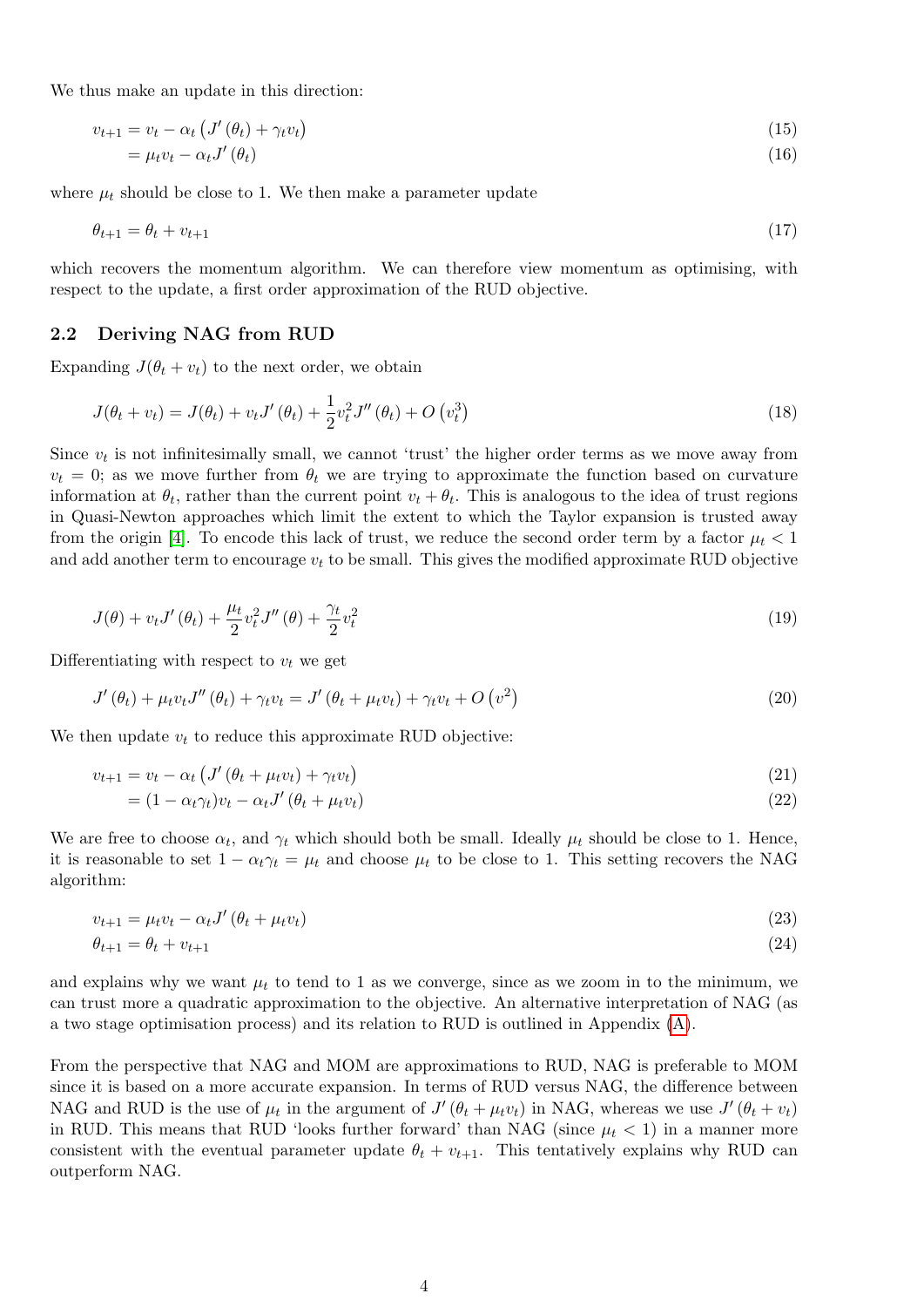We thus make an update in this direction:

$$v_{t+1} = v_t - \alpha_t \left(J'(\theta_t) + \gamma_t v_t\right) \tag{15}$$

$$= \mu_t v_t - \alpha_t J'(\theta_t) \tag{16}$$

where $\mu_t$ should be close to 1. We then make a parameter update

$$\theta_{t+1} = \theta_t + v_{t+1} \tag{17}$$

which recovers the momentum algorithm. We can therefore view momentum as optimising, with respect to the update, a first order approximation of the RUD objective.

## 2.2 Deriving NAG from RUD

Expanding $J(\theta_t + v_t)$ to the next order, we obtain

$$J(\theta_t + v_t) = J(\theta_t) + v_t J'(\theta_t) + \frac{1}{2} v_t^2 J''(\theta_t) + O\left(v_t^3\right) \tag{18}$$

Since $v_t$ is not infinitesimally small, we cannot 'trust' the higher order terms as we move away from $v_t = 0$; as we move further from $\theta_t$ we are trying to approximate the function based on curvature information at $\theta_t$, rather than the current point $v_t + \theta_t$. This is analogous to the idea of trust regions in Quasi-Newton approaches which limit the extent to which the Taylor expansion is trusted away from the origin [4]. To encode this lack of trust, we reduce the second order term by a factor $\mu_t < 1$ and add another term to encourage $v_t$ to be small. This gives the modified approximate RUD objective

$$J(\theta) + v_t J'(\theta_t) + \frac{\mu_t}{2} v_t^2 J''(\theta) + \frac{\gamma_t}{2} v_t^2 \tag{19}$$

Differentiating with respect to $v_t$ we get

$$J'(\theta_t) + \mu_t v_t J''(\theta_t) + \gamma_t v_t = J'(\theta_t + \mu_t v_t) + \gamma_t v_t + O\left(v^2\right) \tag{20}$$

We then update $v_t$ to reduce this approximate RUD objective:

$$v_{t+1} = v_t - \alpha_t \left(J'(\theta_t + \mu_t v_t) + \gamma_t v_t\right) \tag{21}$$

$$= (1 - \alpha_t \gamma_t) v_t - \alpha_t J'(\theta_t + \mu_t v_t) \tag{22}$$

We are free to choose $\alpha_t$, and $\gamma_t$ which should both be small. Ideally $\mu_t$ should be close to 1. Hence, it is reasonable to set $1 - \alpha_t \gamma_t = \mu_t$ and choose $\mu_t$ to be close to 1. This setting recovers the NAG algorithm:

$$v_{t+1} = \mu_t v_t - \alpha_t J'(\theta_t + \mu_t v_t) \tag{23}$$

$$\theta_{t+1} = \theta_t + v_{t+1} \tag{24}$$

and explains why we want $\mu_t$ to tend to 1 as we converge, since as we zoom in to the minimum, we can trust more a quadratic approximation to the objective. An alternative interpretation of NAG (as a two stage optimisation process) and its relation to RUD is outlined in Appendix (A).

From the perspective that NAG and MOM are approximations to RUD, NAG is preferable to MOM since it is based on a more accurate expansion. In terms of RUD versus NAG, the difference between NAG and RUD is the use of $\mu_t$ in the argument of $J'(\theta_t + \mu_t v_t)$ in NAG, whereas we use $J'(\theta_t + v_t)$ in RUD. This means that RUD 'looks further forward' than NAG (since $\mu_t < 1$) in a manner more consistent with the eventual parameter update $\theta_t + v_{t+1}$. This tentatively explains why RUD can outperform NAG.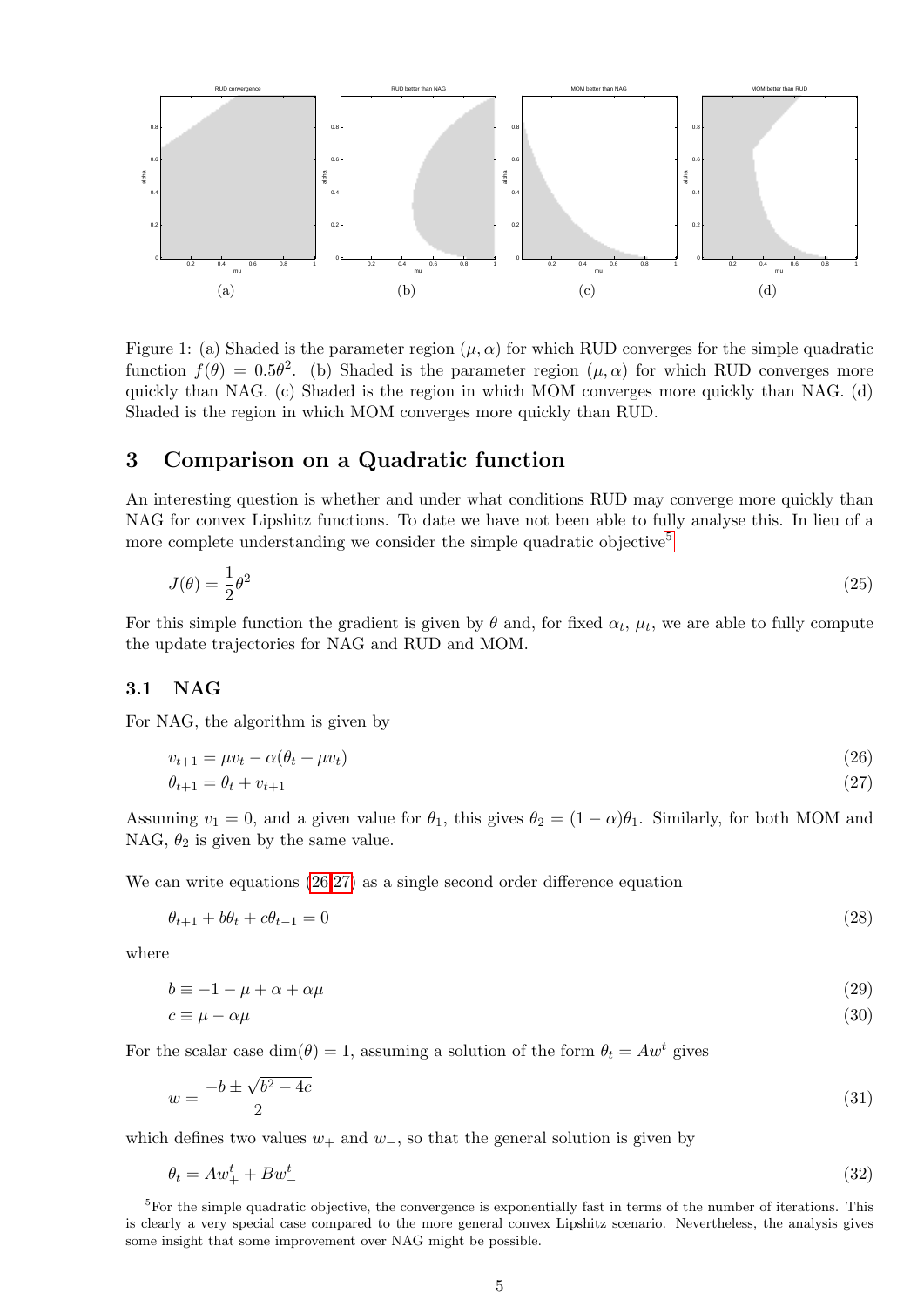Figure 1: (a) Shaded is the parameter region $(\mu, \alpha)$ for which RUD converges for the simple quadratic function $f(\theta) = 0.5\theta^2$. (b) Shaded is the parameter region $(\mu, \alpha)$ for which RUD converges more quickly than NAG. (c) Shaded is the region in which MOM converges more quickly than NAG. (d) Shaded is the region in which MOM converges more quickly than RUD.

## 3 Comparison on a Quadratic function

An interesting question is whether and under what conditions RUD may converge more quickly than NAG for convex Lipshitz functions. To date we have not been able to fully analyse this. In lieu of a more complete understanding we consider the simple quadratic objective[5]

$$J(\theta) = \frac{1}{2}\theta^2 \tag{25}$$

For this simple function the gradient is given by $\theta$ and, for fixed $\alpha_t$, $\mu_t$, we are able to fully compute the update trajectories for NAG and RUD and MOM.

### 3.1 NAG

For NAG, the algorithm is given by

$$v_{t+1} = \mu v_t - \alpha(\theta_t + \mu v_t) \tag{26}$$

$$\theta_{t+1} = \theta_t + v_{t+1} \tag{27}$$

Assuming $v_1 = 0$, and a given value for $\theta_1$, this gives $\theta_2 = (1 - \alpha)\theta_1$. Similarly, for both MOM and NAG, $\theta_2$ is given by the same value.

We can write equations (26,27) as a single second order difference equation

$$\theta_{t+1} + b\theta_t + c\theta_{t-1} = 0 \tag{28}$$

where

$$b \equiv -1 - \mu + \alpha + \alpha\mu \tag{29}$$

$$c \equiv \mu - \alpha\mu \tag{30}$$

For the scalar case $\dim(\theta) = 1$, assuming a solution of the form $\theta_t = Aw^t$ gives

$$w = \frac{-b \pm \sqrt{b^2 - 4c}}{2} \tag{31}$$

which defines two values $w_+$ and $w_-$, so that the general solution is given by

$$\theta_t = Aw_+^t + Bw_-^t \tag{32}$$

[5]For the simple quadratic objective, the convergence is exponentially fast in terms of the number of iterations. This is clearly a very special case compared to the more general convex Lipshitz scenario. Nevertheless, the analysis gives some insight that some improvement over NAG might be possible.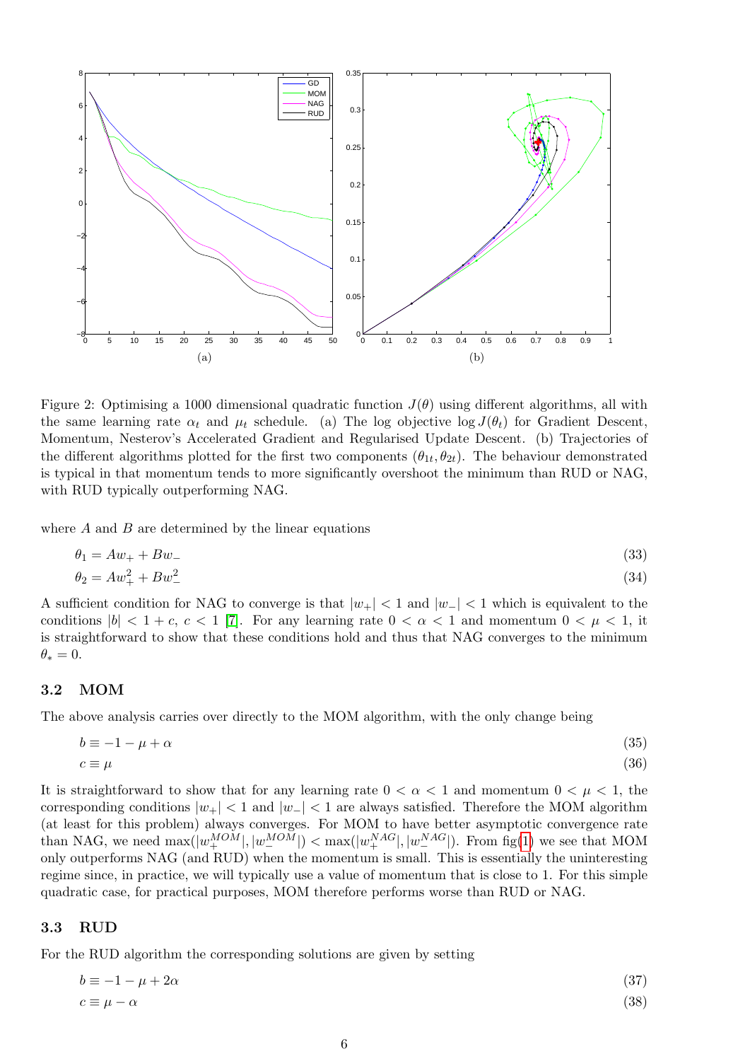Figure 2: Optimising a 1000 dimensional quadratic function $J(\theta)$ using different algorithms, all with the same learning rate $\alpha_t$ and $\mu_t$ schedule. (a) The log objective $\log J(\theta_t)$ for Gradient Descent, Momentum, Nesterov's Accelerated Gradient and Regularised Update Descent. (b) Trajectories of the different algorithms plotted for the first two components $(\theta_{1t}, \theta_{2t})$. The behaviour demonstrated is typical in that momentum tends to more significantly overshoot the minimum than RUD or NAG, with RUD typically outperforming NAG.

where $A$ and $B$ are determined by the linear equations

$$\theta_1 = Aw_+ + Bw_- \tag{33}$$

$$\theta_2 = Aw_+^2 + Bw_-^2 \tag{34}$$

A sufficient condition for NAG to converge is that $|w_+| < 1$ and $|w_-| < 1$ which is equivalent to the conditions $|b| < 1 + c$, $c < 1$ [7]. For any learning rate $0 < \alpha < 1$ and momentum $0 < \mu < 1$, it is straightforward to show that these conditions hold and thus that NAG converges to the minimum $\theta_* = 0$.

### 3.2 MOM

The above analysis carries over directly to the MOM algorithm, with the only change being

$$b \equiv -1 - \mu + \alpha \tag{35}$$

$$c \equiv \mu \tag{36}$$

It is straightforward to show that for any learning rate $0 < \alpha < 1$ and momentum $0 < \mu < 1$, the corresponding conditions $|w_+| < 1$ and $|w_-| < 1$ are always satisfied. Therefore the MOM algorithm (at least for this problem) always converges. For MOM to have better asymptotic convergence rate than NAG, we need $\max(|w_+^{MOM}|, |w_-^{MOM}|) < \max(|w_+^{NAG}|, |w_-^{NAG}|)$. From fig(1) we see that MOM only outperforms NAG (and RUD) when the momentum is small. This is essentially the uninteresting regime since, in practice, we will typically use a value of momentum that is close to 1. For this simple quadratic case, for practical purposes, MOM therefore performs worse than RUD or NAG.

### 3.3 RUD

For the RUD algorithm the corresponding solutions are given by setting

$$b \equiv -1 - \mu + 2\alpha \tag{37}$$

$$c \equiv \mu - \alpha \tag{38}$$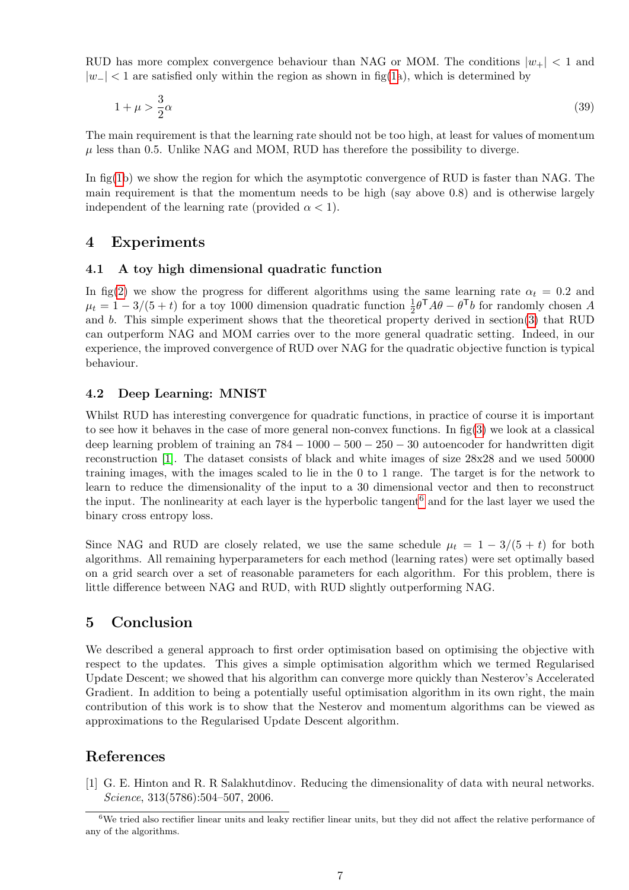RUD has more complex convergence behaviour than NAG or MOM. The conditions $|w_+| < 1$ and $|w_-| < 1$ are satisfied only within the region as shown in fig(1a), which is determined by

$$1 + \mu > \frac{3}{2}\alpha \tag{39}$$

The main requirement is that the learning rate should not be too high, at least for values of momentum $\mu$ less than 0.5. Unlike NAG and MOM, RUD has therefore the possibility to diverge.

In fig(1b) we show the region for which the asymptotic convergence of RUD is faster than NAG. The main requirement is that the momentum needs to be high (say above 0.8) and is otherwise largely independent of the learning rate (provided $\alpha < 1$).

## 4 Experiments

### 4.1 A toy high dimensional quadratic function

In fig(2) we show the progress for different algorithms using the same learning rate $\alpha_t = 0.2$ and $\mu_t = 1 - 3/(5 + t)$ for a toy 1000 dimension quadratic function $\frac{1}{2}\theta^\mathsf{T} A\theta - \theta^\mathsf{T} b$ for randomly chosen $A$ and $b$. This simple experiment shows that the theoretical property derived in section(3) that RUD can outperform NAG and MOM carries over to the more general quadratic setting. Indeed, in our experience, the improved convergence of RUD over NAG for the quadratic objective function is typical behaviour.

### 4.2 Deep Learning: MNIST

Whilst RUD has interesting convergence for quadratic functions, in practice of course it is important to see how it behaves in the case of more general non-convex functions. In fig(3) we look at a classical deep learning problem of training an $784 - 1000 - 500 - 250 - 30$ autoencoder for handwritten digit reconstruction [1]. The dataset consists of black and white images of size 28x28 and we used 50000 training images, with the images scaled to lie in the 0 to 1 range. The target is for the network to learn to reduce the dimensionality of the input to a 30 dimensional vector and then to reconstruct the input. The nonlinearity at each layer is the hyperbolic tangent[6] and for the last layer we used the binary cross entropy loss.

Since NAG and RUD are closely related, we use the same schedule $\mu_t = 1 - 3/(5 + t)$ for both algorithms. All remaining hyperparameters for each method (learning rates) were set optimally based on a grid search over a set of reasonable parameters for each algorithm. For this problem, there is little difference between NAG and RUD, with RUD slightly outperforming NAG.

## 5 Conclusion

We described a general approach to first order optimisation based on optimising the objective with respect to the updates. This gives a simple optimisation algorithm which we termed Regularised Update Descent; we showed that his algorithm can converge more quickly than Nesterov's Accelerated Gradient. In addition to being a potentially useful optimisation algorithm in its own right, the main contribution of this work is to show that the Nesterov and momentum algorithms can be viewed as approximations to the Regularised Update Descent algorithm.

## References

[1] G. E. Hinton and R. R Salakhutdinov. Reducing the dimensionality of data with neural networks. *Science*, 313(5786):504–507, 2006.

[6] We tried also rectifier linear units and leaky rectifier linear units, but they did not affect the relative performance of any of the algorithms.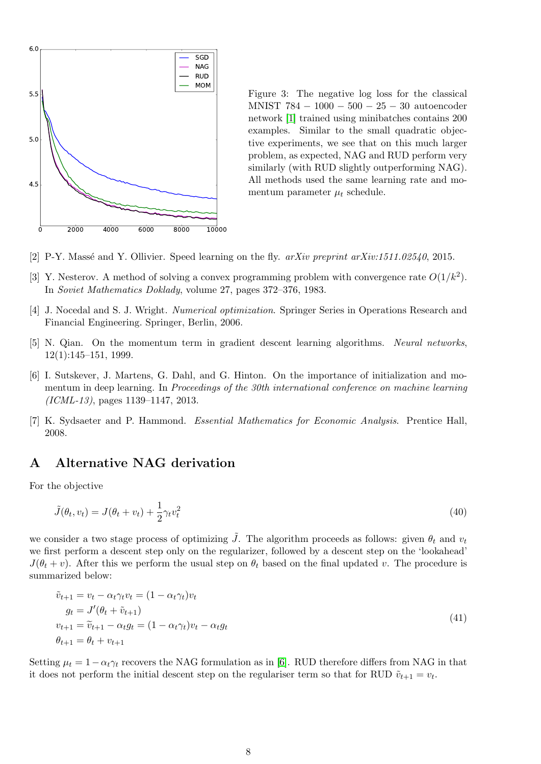6.0

5.5

5.0

4.5

0
2000
4000
6000
8000
10000

SGD
NAG
RUD
MOM

Figure 3: The negative log loss for the classical MNIST $784-1000-500-25-30$ autoencoder network [1] trained using minibatches contains 200 examples. Similar to the small quadratic objective experiments, we see that on this much larger problem, as expected, NAG and RUD perform very similarly (with RUD slightly outperforming NAG). All methods used the same learning rate and momentum parameter $\mu_t$ schedule.

[2] P-Y. Massé and Y. Ollivier. Speed learning on the fly. *arXiv preprint arXiv:1511.02540*, 2015.

[3] Y. Nesterov. A method of solving a convex programming problem with convergence rate $O(1/k^2)$. In *Soviet Mathematics Doklady*, volume 27, pages 372–376, 1983.

[4] J. Nocedal and S. J. Wright. *Numerical optimization*. Springer Series in Operations Research and Financial Engineering. Springer, Berlin, 2006.

[5] N. Qian. On the momentum term in gradient descent learning algorithms. *Neural networks*, 12(1):145–151, 1999.

[6] I. Sutskever, J. Martens, G. Dahl, and G. Hinton. On the importance of initialization and momentum in deep learning. In *Proceedings of the 30th international conference on machine learning (ICML-13)*, pages 1139–1147, 2013.

[7] K. Sydsaeter and P. Hammond. *Essential Mathematics for Economic Analysis*. Prentice Hall, 2008.

# A Alternative NAG derivation

For the objective

$$\tilde{J}(\theta_t, v_t) = J(\theta_t + v_t) + \frac{1}{2}\gamma_t v_t^2 \tag{40}$$

we consider a two stage process of optimizing $\tilde{J}$. The algorithm proceeds as follows: given $\theta_t$ and $v_t$ we first perform a descent step only on the regularizer, followed by a descent step on the 'lookahead' $J(\theta_t + v)$. After this we perform the usual step on $\theta_t$ based on the final updated $v$. The procedure is summarized below:

$$\begin{aligned}
\tilde{v}_{t+1} &= v_t - \alpha_t\gamma_t v_t = (1 - \alpha_t\gamma_t)v_t \\
g_t &= J'(\theta_t + \tilde{v}_{t+1}) \\
v_{t+1} &= \tilde{v}_{t+1} - \alpha_t g_t = (1 - \alpha_t\gamma_t)v_t - \alpha_t g_t \\
\theta_{t+1} &= \theta_t + v_{t+1}
\end{aligned} \tag{41}$$

Setting $\mu_t = 1 - \alpha_t\gamma_t$ recovers the NAG formulation as in [6]. RUD therefore differs from NAG in that it does not perform the initial descent step on the regulariser term so that for RUD $\tilde{v}_{t+1} = v_t$.